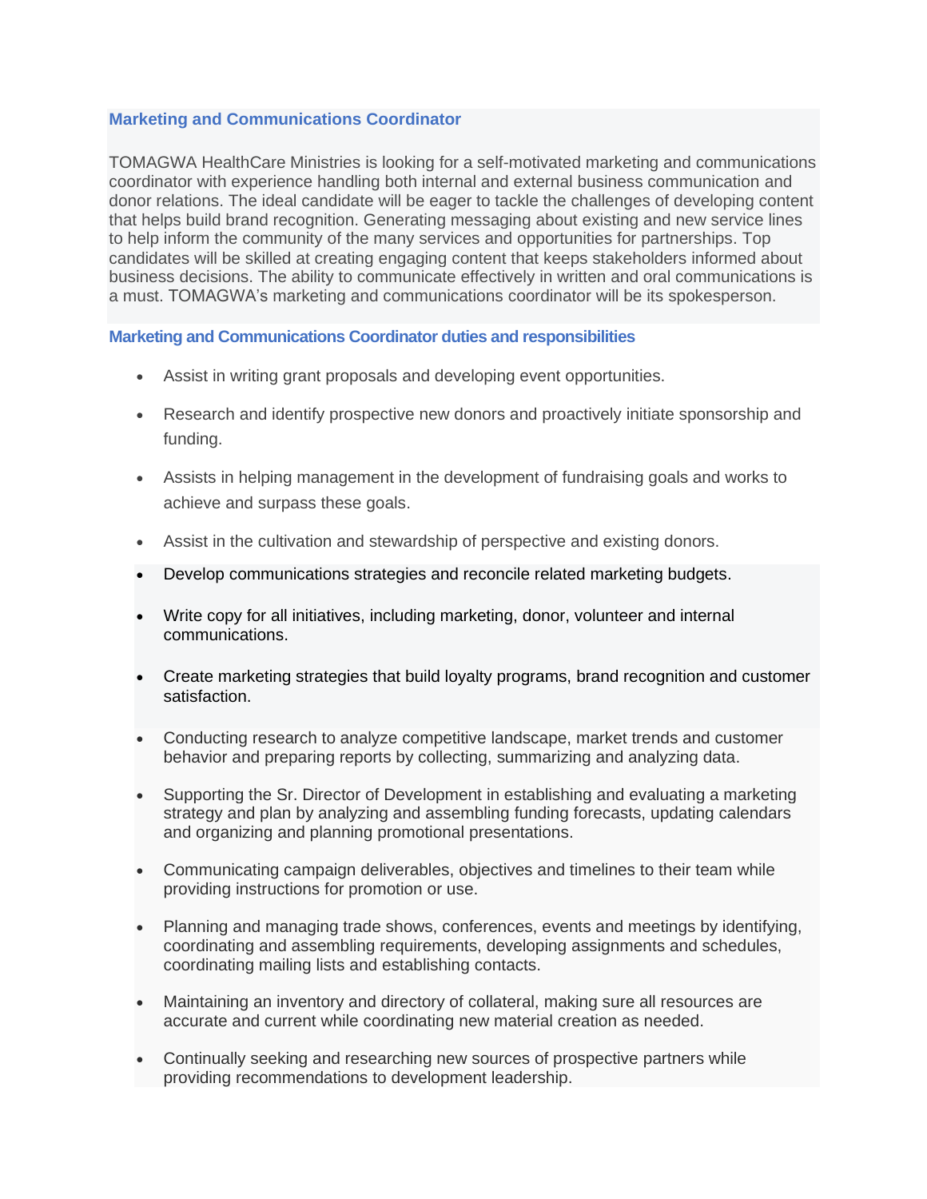## Marketing and Communications Coordinator

TOMAGWA HealthCare Ministries is looking for a self-motivated marketing and communications coordinator with experience handling both internal and external business communication and donor relations. The ideal candidate will be eager to tackle the challenges of developing content that helps build brand recognition. Generating messaging about existing and new service lines to help inform the community of the many services and opportunities for partnerships. Top candidates will be skilled at creating engaging content that keeps stakeholders informed about business decisions. The ability to communicate effectively in written and oral communications is a must. TOMAGWA's marketing and communications coordinator will be its spokesperson.

### Marketing and Communications Coordinator duties and responsibilities

- Assist in writing grant proposals and developing event opportunities.
- Research and identify prospective new donors and proactively initiate sponsorship and funding.
- Assists in helping management in the development of fundraising goals and works to achieve and surpass these goals.
- Assist in the cultivation and stewardship of perspective and existing donors.
- Develop communications strategies and reconcile related marketing budgets.
- Write copy for all initiatives, including marketing, donor, volunteer and internal communications.
- Create marketing strategies that build loyalty programs, brand recognition and customer satisfaction.
- Conducting research to analyze competitive landscape, market trends and customer behavior and preparing reports by collecting, summarizing and analyzing data.
- Supporting the Sr. Director of Development in establishing and evaluating a marketing strategy and plan by analyzing and assembling funding forecasts, updating calendars and organizing and planning promotional presentations.
- Communicating campaign deliverables, objectives and timelines to their team while providing instructions for promotion or use.
- Planning and managing trade shows, conferences, events and meetings by identifying, coordinating and assembling requirements, developing assignments and schedules, coordinating mailing lists and establishing contacts.
- Maintaining an inventory and directory of collateral, making sure all resources are accurate and current while coordinating new material creation as needed.
- Continually seeking and researching new sources of prospective partners while providing recommendations to development leadership.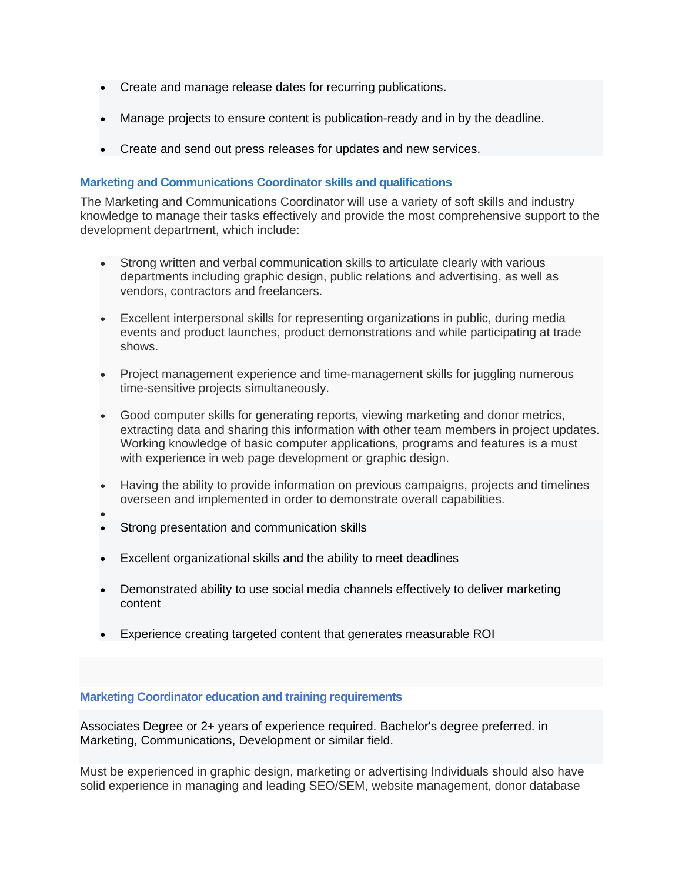- Create and manage release dates for recurring publications.
- Manage projects to ensure content is publication-ready and in by the deadline.
- Create and send out press releases for updates and new services.

### Marketing and Communications Coordinator skills and qualifications

The Marketing and Communications Coordinator will use a variety of soft skills and industry knowledge to manage their tasks effectively and provide the most comprehensive support to the development department, which include:

- Strong written and verbal communication skills to articulate clearly with various departments including graphic design, public relations and advertising, as well as vendors, contractors and freelancers.
- Excellent interpersonal skills for representing organizations in public, during media events and product launches, product demonstrations and while participating at trade shows.
- Project management experience and time-management skills for juggling numerous time-sensitive projects simultaneously.
- Good computer skills for generating reports, viewing marketing and donor metrics, extracting data and sharing this information with other team members in project updates. Working knowledge of basic computer applications, programs and features is a must with experience in web page development or graphic design.
- Having the ability to provide information on previous campaigns, projects and timelines overseen and implemented in order to demonstrate overall capabilities.
- 
- Strong presentation and communication skills
- Excellent organizational skills and the ability to meet deadlines
- Demonstrated ability to use social media channels effectively to deliver marketing content
- Experience creating targeted content that generates measurable ROI

### Marketing Coordinator education and training requirements

Associates Degree or 2+ years of experience required. Bachelor's degree preferred. in Marketing, Communications, Development or similar field.

Must be experienced in graphic design, marketing or advertising Individuals should also have solid experience in managing and leading SEO/SEM, website management, donor database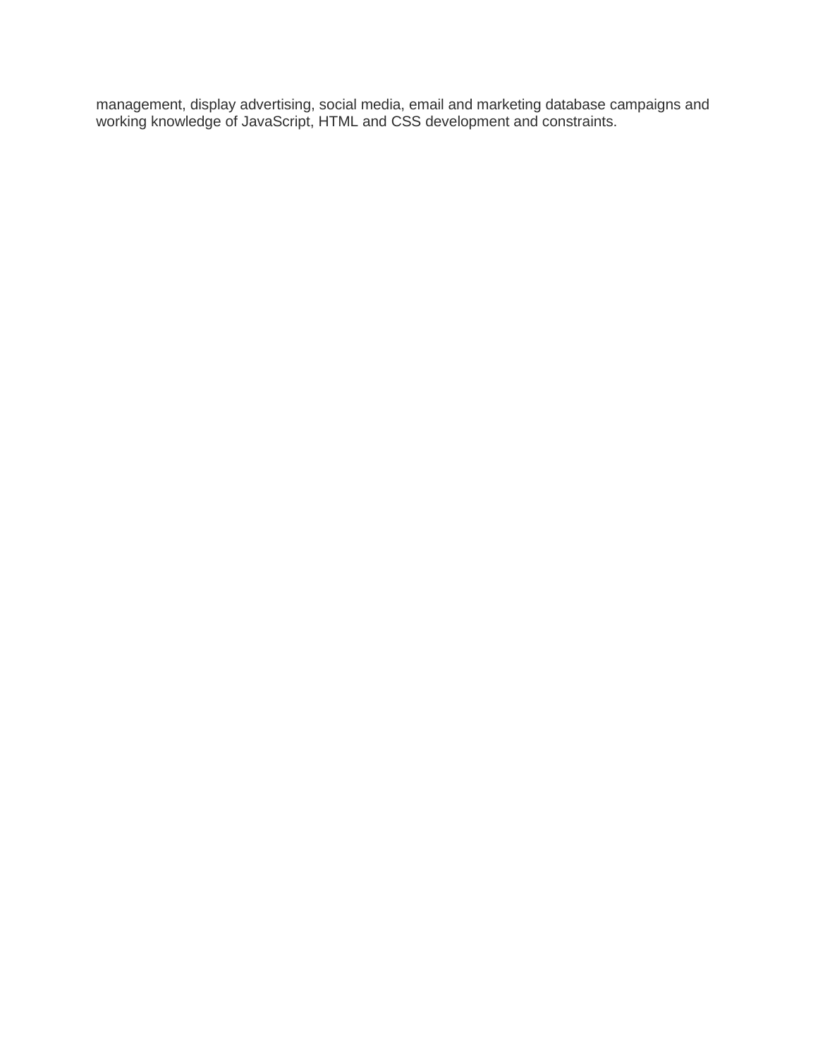management, display advertising, social media, email and marketing database campaigns and working knowledge of JavaScript, HTML and CSS development and constraints.